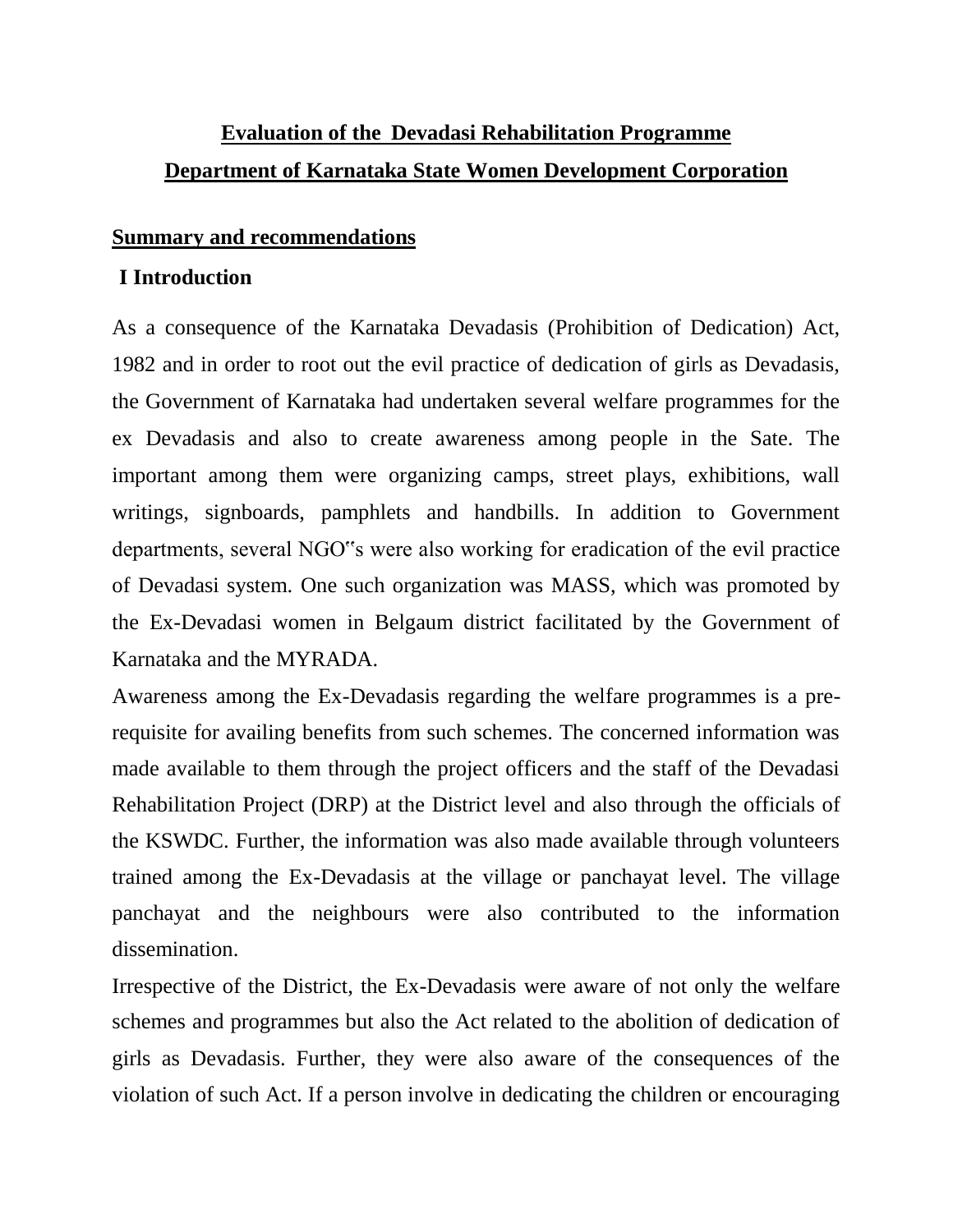# Evaluation of the Devadasi Rehabilitation Programme

# Department of Karnataka State Women Development Corporation

## Summary and recommendations

### I Introduction

As a consequence of the Karnataka Devadasis (Prohibition of Dedication) Act, 1982 and in order to root out the evil practice of dedication of girls as Devadasis, the Government of Karnataka had undertaken several welfare programmes for the ex Devadasis and also to create awareness among people in the Sate. The important among them were organizing camps, street plays, exhibitions, wall writings, signboards, pamphlets and handbills. In addition to Government departments, several NGO"s were also working for eradication of the evil practice of Devadasi system. One such organization was MASS, which was promoted by the Ex-Devadasi women in Belgaum district facilitated by the Government of Karnataka and the MYRADA.

Awareness among the Ex-Devadasis regarding the welfare programmes is a pre-requisite for availing benefits from such schemes. The concerned information was made available to them through the project officers and the staff of the Devadasi Rehabilitation Project (DRP) at the District level and also through the officials of the KSWDC. Further, the information was also made available through volunteers trained among the Ex-Devadasis at the village or panchayat level. The village panchayat and the neighbours were also contributed to the information dissemination.

Irrespective of the District, the Ex-Devadasis were aware of not only the welfare schemes and programmes but also the Act related to the abolition of dedication of girls as Devadasis. Further, they were also aware of the consequences of the violation of such Act. If a person involve in dedicating the children or encouraging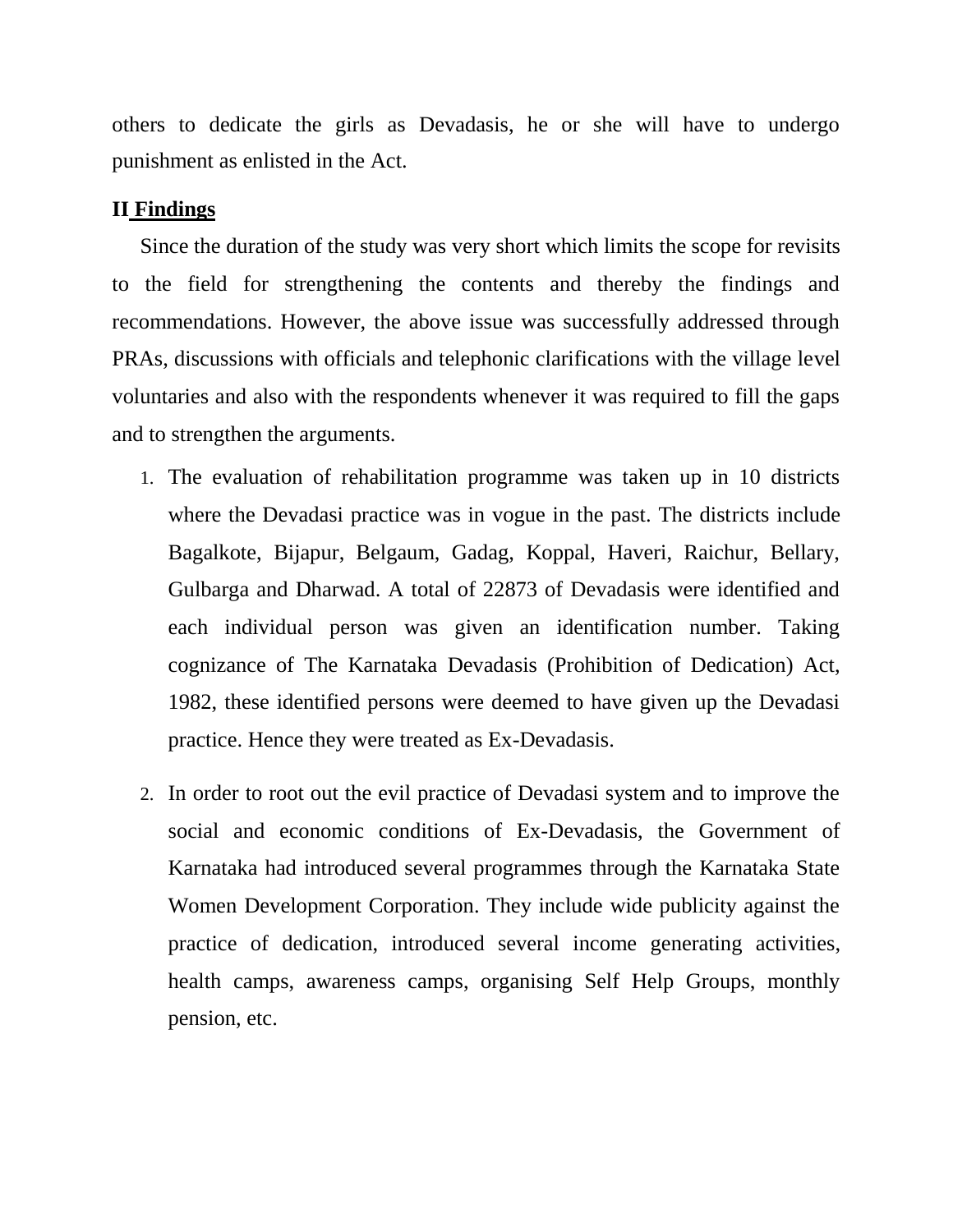others to dedicate the girls as Devadasis, he or she will have to undergo punishment as enlisted in the Act.

## II Findings

Since the duration of the study was very short which limits the scope for revisits to the field for strengthening the contents and thereby the findings and recommendations. However, the above issue was successfully addressed through PRAs, discussions with officials and telephonic clarifications with the village level voluntaries and also with the respondents whenever it was required to fill the gaps and to strengthen the arguments.

1. The evaluation of rehabilitation programme was taken up in 10 districts where the Devadasi practice was in vogue in the past. The districts include Bagalkote, Bijapur, Belgaum, Gadag, Koppal, Haveri, Raichur, Bellary, Gulbarga and Dharwad. A total of 22873 of Devadasis were identified and each individual person was given an identification number. Taking cognizance of The Karnataka Devadasis (Prohibition of Dedication) Act, 1982, these identified persons were deemed to have given up the Devadasi practice. Hence they were treated as Ex-Devadasis.

2. In order to root out the evil practice of Devadasi system and to improve the social and economic conditions of Ex-Devadasis, the Government of Karnataka had introduced several programmes through the Karnataka State Women Development Corporation. They include wide publicity against the practice of dedication, introduced several income generating activities, health camps, awareness camps, organising Self Help Groups, monthly pension, etc.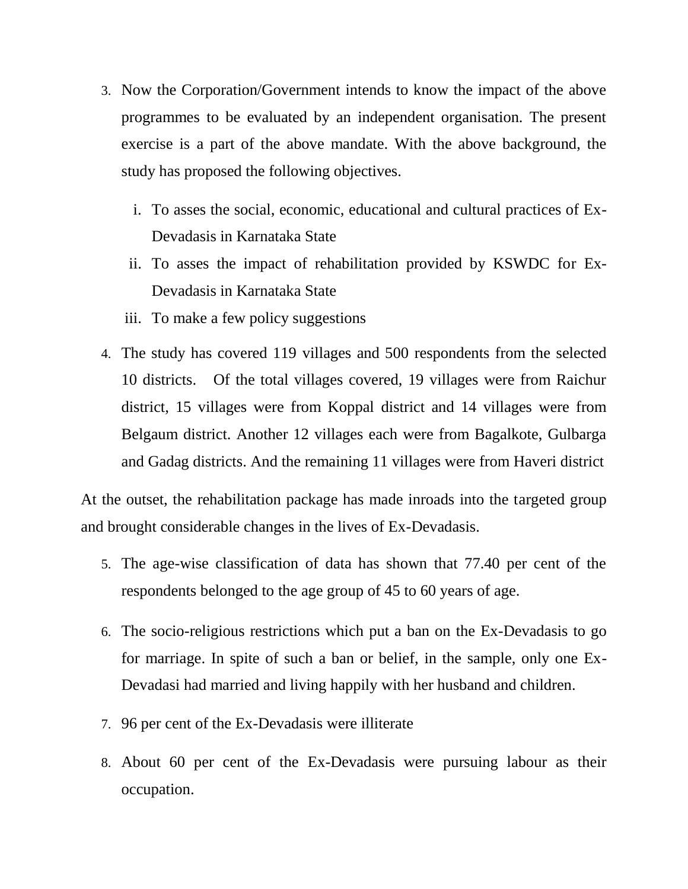3. Now the Corporation/Government intends to know the impact of the above programmes to be evaluated by an independent organisation. The present exercise is a part of the above mandate. With the above background, the study has proposed the following objectives.

   i. To asses the social, economic, educational and cultural practices of Ex-Devadasis in Karnataka State
   ii. To asses the impact of rehabilitation provided by KSWDC for Ex-Devadasis in Karnataka State
   iii. To make a few policy suggestions

4. The study has covered 119 villages and 500 respondents from the selected 10 districts. Of the total villages covered, 19 villages were from Raichur district, 15 villages were from Koppal district and 14 villages were from Belgaum district. Another 12 villages each were from Bagalkote, Gulbarga and Gadag districts. And the remaining 11 villages were from Haveri district

At the outset, the rehabilitation package has made inroads into the targeted group and brought considerable changes in the lives of Ex-Devadasis.

5. The age-wise classification of data has shown that 77.40 per cent of the respondents belonged to the age group of 45 to 60 years of age.

6. The socio-religious restrictions which put a ban on the Ex-Devadasis to go for marriage. In spite of such a ban or belief, in the sample, only one Ex-Devadasi had married and living happily with her husband and children.

7. 96 per cent of the Ex-Devadasis were illiterate

8. About 60 per cent of the Ex-Devadasis were pursuing labour as their occupation.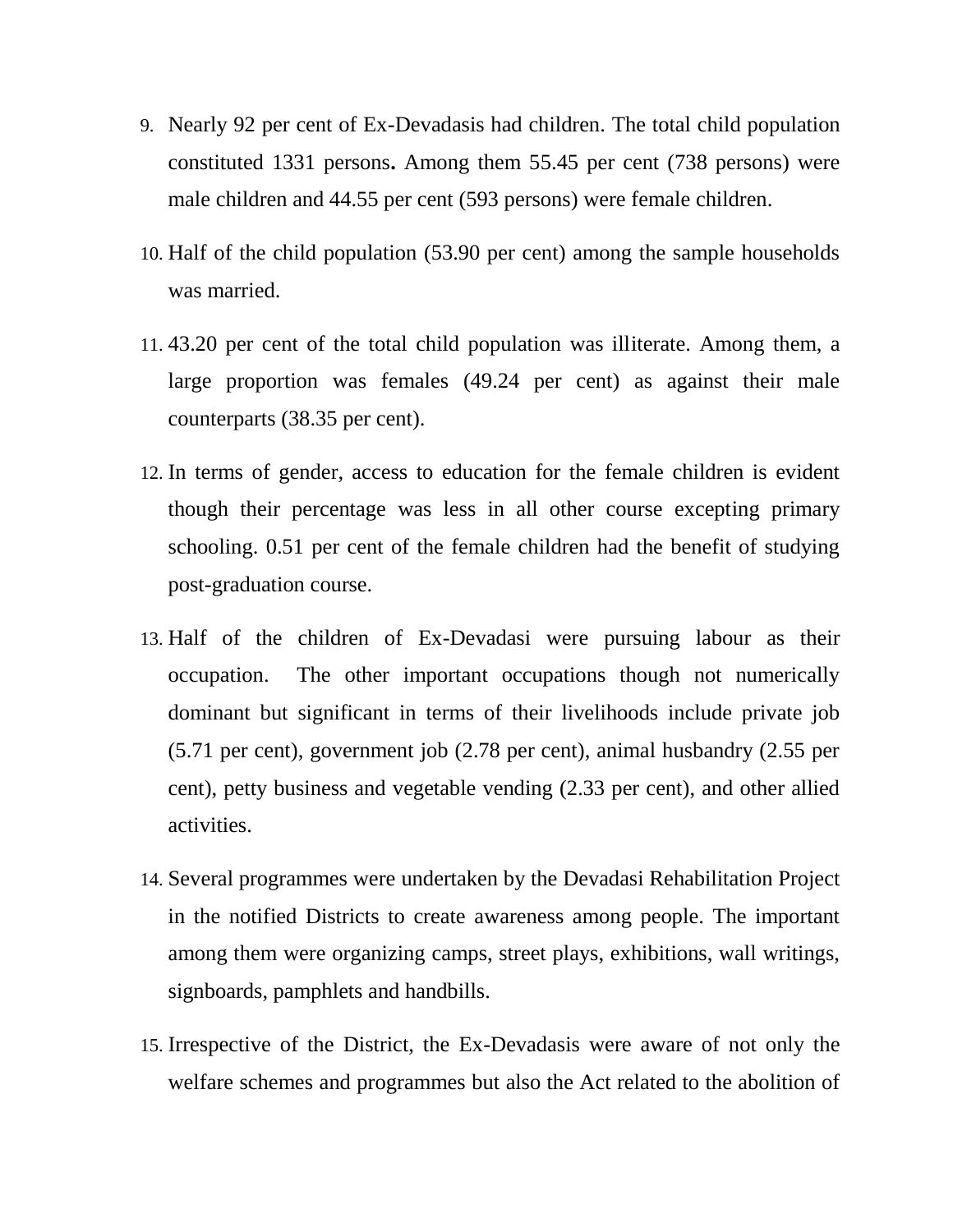9. Nearly 92 per cent of Ex-Devadasis had children. The total child population constituted 1331 persons**.** Among them 55.45 per cent (738 persons) were male children and 44.55 per cent (593 persons) were female children.

10. Half of the child population (53.90 per cent) among the sample households was married.

11. 43.20 per cent of the total child population was illiterate. Among them, a large proportion was females (49.24 per cent) as against their male counterparts (38.35 per cent).

12. In terms of gender, access to education for the female children is evident though their percentage was less in all other course excepting primary schooling. 0.51 per cent of the female children had the benefit of studying post-graduation course.

13. Half of the children of Ex-Devadasi were pursuing labour as their occupation. The other important occupations though not numerically dominant but significant in terms of their livelihoods include private job (5.71 per cent), government job (2.78 per cent), animal husbandry (2.55 per cent), petty business and vegetable vending (2.33 per cent), and other allied activities.

14. Several programmes were undertaken by the Devadasi Rehabilitation Project in the notified Districts to create awareness among people. The important among them were organizing camps, street plays, exhibitions, wall writings, signboards, pamphlets and handbills.

15. Irrespective of the District, the Ex-Devadasis were aware of not only the welfare schemes and programmes but also the Act related to the abolition of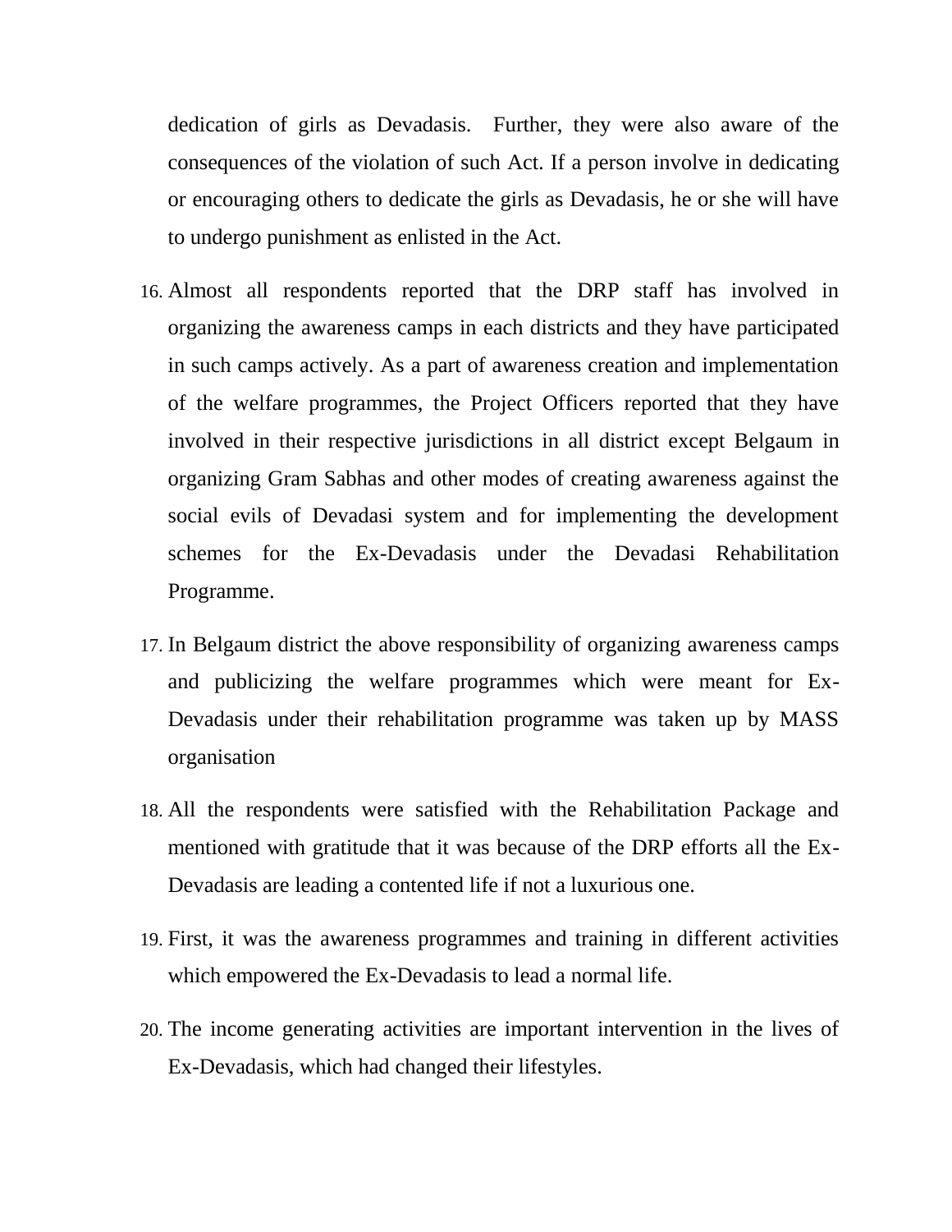dedication of girls as Devadasis. Further, they were also aware of the consequences of the violation of such Act. If a person involve in dedicating or encouraging others to dedicate the girls as Devadasis, he or she will have to undergo punishment as enlisted in the Act.

16. Almost all respondents reported that the DRP staff has involved in organizing the awareness camps in each districts and they have participated in such camps actively. As a part of awareness creation and implementation of the welfare programmes, the Project Officers reported that they have involved in their respective jurisdictions in all district except Belgaum in organizing Gram Sabhas and other modes of creating awareness against the social evils of Devadasi system and for implementing the development schemes for the Ex-Devadasis under the Devadasi Rehabilitation Programme.

17. In Belgaum district the above responsibility of organizing awareness camps and publicizing the welfare programmes which were meant for Ex-Devadasis under their rehabilitation programme was taken up by MASS organisation

18. All the respondents were satisfied with the Rehabilitation Package and mentioned with gratitude that it was because of the DRP efforts all the Ex-Devadasis are leading a contented life if not a luxurious one.

19. First, it was the awareness programmes and training in different activities which empowered the Ex-Devadasis to lead a normal life.

20. The income generating activities are important intervention in the lives of Ex-Devadasis, which had changed their lifestyles.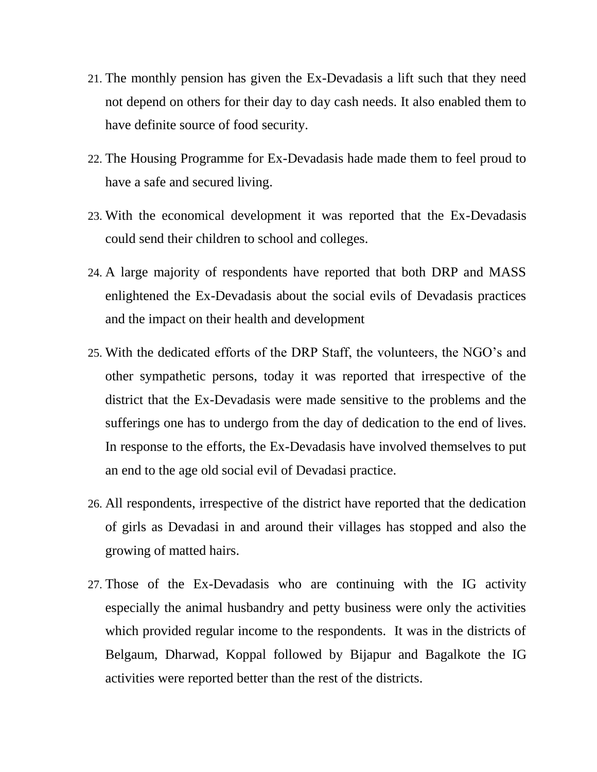21. The monthly pension has given the Ex-Devadasis a lift such that they need not depend on others for their day to day cash needs. It also enabled them to have definite source of food security.
22. The Housing Programme for Ex-Devadasis hade made them to feel proud to have a safe and secured living.
23. With the economical development it was reported that the Ex-Devadasis could send their children to school and colleges.
24. A large majority of respondents have reported that both DRP and MASS enlightened the Ex-Devadasis about the social evils of Devadasis practices and the impact on their health and development
25. With the dedicated efforts of the DRP Staff, the volunteers, the NGO's and other sympathetic persons, today it was reported that irrespective of the district that the Ex-Devadasis were made sensitive to the problems and the sufferings one has to undergo from the day of dedication to the end of lives. In response to the efforts, the Ex-Devadasis have involved themselves to put an end to the age old social evil of Devadasi practice.
26. All respondents, irrespective of the district have reported that the dedication of girls as Devadasi in and around their villages has stopped and also the growing of matted hairs.
27. Those of the Ex-Devadasis who are continuing with the IG activity especially the animal husbandry and petty business were only the activities which provided regular income to the respondents. It was in the districts of Belgaum, Dharwad, Koppal followed by Bijapur and Bagalkote the IG activities were reported better than the rest of the districts.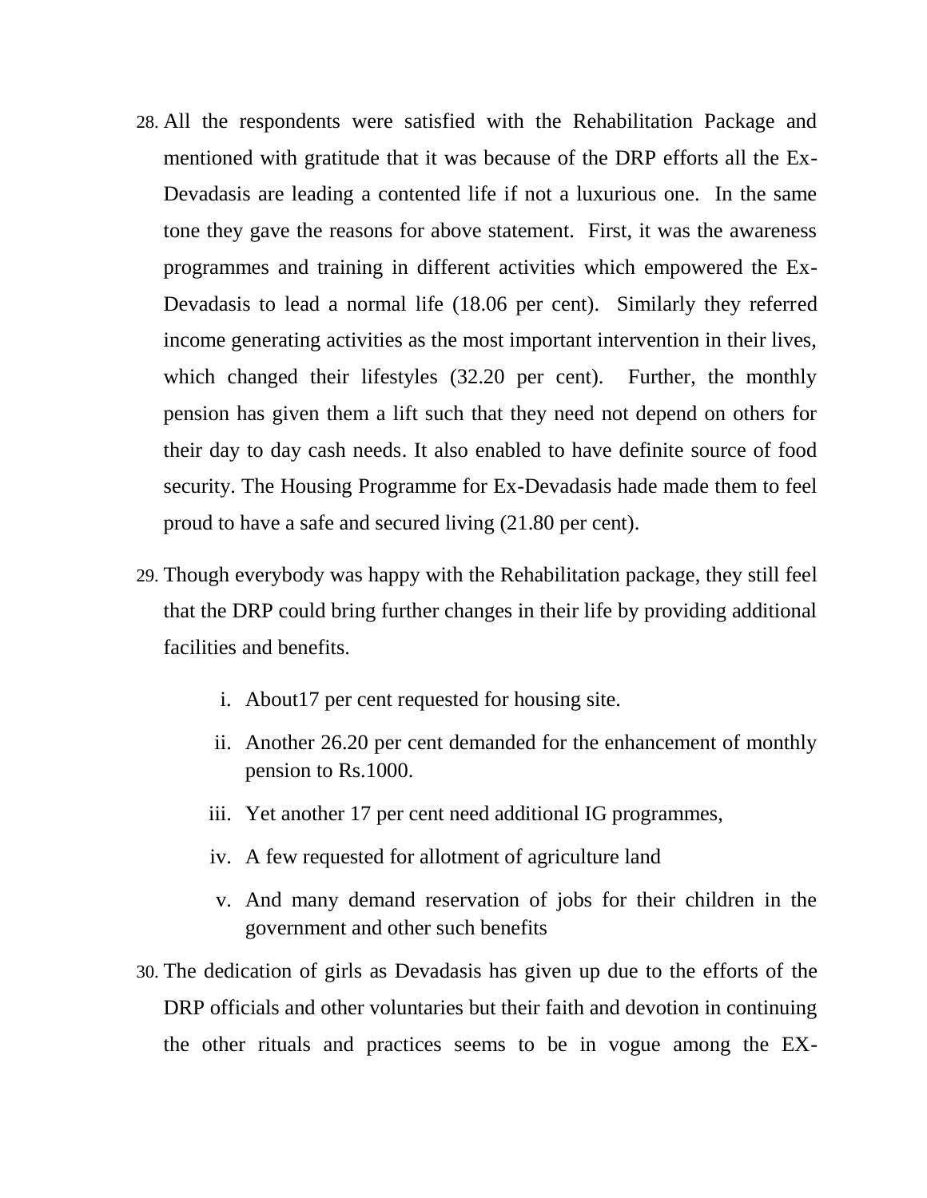28. All the respondents were satisfied with the Rehabilitation Package and mentioned with gratitude that it was because of the DRP efforts all the Ex-Devadasis are leading a contented life if not a luxurious one. In the same tone they gave the reasons for above statement. First, it was the awareness programmes and training in different activities which empowered the Ex-Devadasis to lead a normal life (18.06 per cent). Similarly they referred income generating activities as the most important intervention in their lives, which changed their lifestyles (32.20 per cent). Further, the monthly pension has given them a lift such that they need not depend on others for their day to day cash needs. It also enabled to have definite source of food security. The Housing Programme for Ex-Devadasis hade made them to feel proud to have a safe and secured living (21.80 per cent).

29. Though everybody was happy with the Rehabilitation package, they still feel that the DRP could bring further changes in their life by providing additional facilities and benefits.

    i. About17 per cent requested for housing site.
    ii. Another 26.20 per cent demanded for the enhancement of monthly pension to Rs.1000.
    iii. Yet another 17 per cent need additional IG programmes,
    iv. A few requested for allotment of agriculture land
    v. And many demand reservation of jobs for their children in the government and other such benefits

30. The dedication of girls as Devadasis has given up due to the efforts of the DRP officials and other voluntaries but their faith and devotion in continuing the other rituals and practices seems to be in vogue among the EX-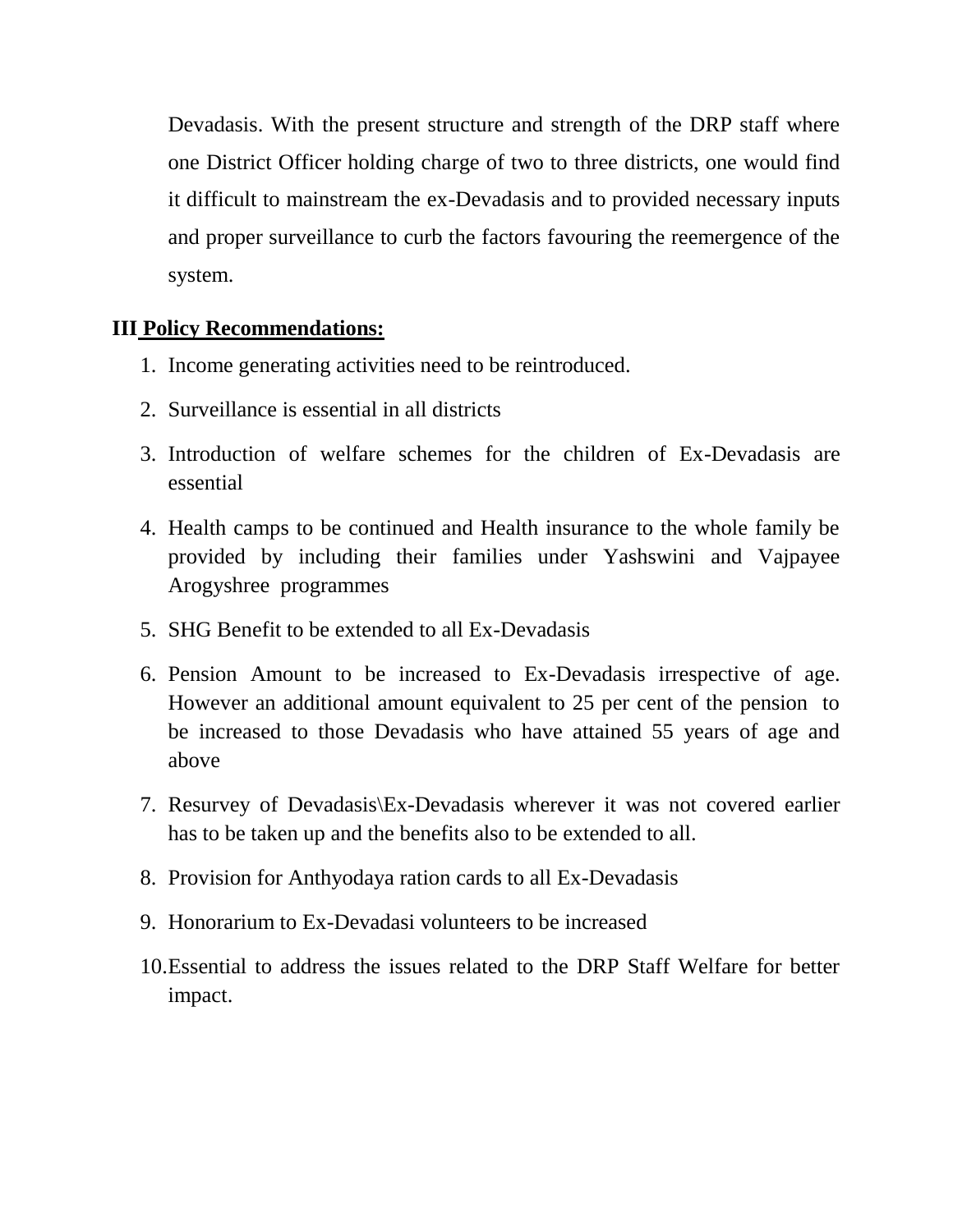Devadasis. With the present structure and strength of the DRP staff where one District Officer holding charge of two to three districts, one would find it difficult to mainstream the ex-Devadasis and to provided necessary inputs and proper surveillance to curb the factors favouring the reemergence of the system.

## III **Policy Recommendations:**

1. Income generating activities need to be reintroduced.
2. Surveillance is essential in all districts
3. Introduction of welfare schemes for the children of Ex-Devadasis are essential
4. Health camps to be continued and Health insurance to the whole family be provided by including their families under Yashswini and Vajpayee Arogyshree programmes
5. SHG Benefit to be extended to all Ex-Devadasis
6. Pension Amount to be increased to Ex-Devadasis irrespective of age. However an additional amount equivalent to 25 per cent of the pension to be increased to those Devadasis who have attained 55 years of age and above
7. Resurvey of Devadasis\Ex-Devadasis wherever it was not covered earlier has to be taken up and the benefits also to be extended to all.
8. Provision for Anthyodaya ration cards to all Ex-Devadasis
9. Honorarium to Ex-Devadasi volunteers to be increased
10. Essential to address the issues related to the DRP Staff Welfare for better impact.